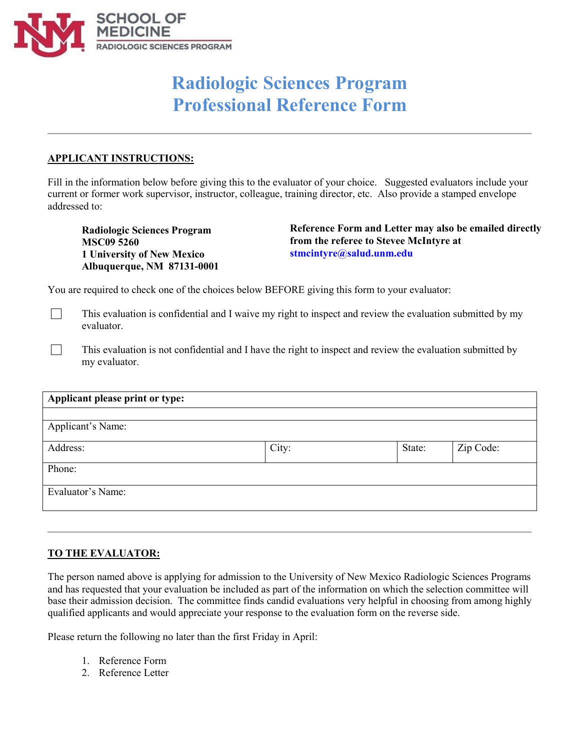SCHOOL OF MEDICINE
RADIOLOGIC SCIENCES PROGRAM

# Radiologic Sciences Program
# Professional Reference Form

---

**APPLICANT INSTRUCTIONS:**

Fill in the information below before giving this to the evaluator of your choice. Suggested evaluators include your current or former work supervisor, instructor, colleague, training director, etc. Also provide a stamped envelope addressed to:

**Radiologic Sciences Program**
**MSC09 5260**
**1 University of New Mexico**
**Albuquerque, NM 87131-0001**

**Reference Form and Letter may also be emailed directly from the referee to Stevee McIntyre at stmcintyre@salud.unm.edu**

You are required to check one of the choices below BEFORE giving this form to your evaluator:

☐ This evaluation is confidential and I waive my right to inspect and review the evaluation submitted by my evaluator.

☐ This evaluation is not confidential and I have the right to inspect and review the evaluation submitted by my evaluator.

| **Applicant please print or type:** | | | |
|---|---|---|---|
| | | | |
| Applicant's Name: | | | |
| Address: | City: | State: | Zip Code: |
| Phone: | | | |
| Evaluator's Name: | | | |

---

**TO THE EVALUATOR:**

The person named above is applying for admission to the University of New Mexico Radiologic Sciences Programs and has requested that your evaluation be included as part of the information on which the selection committee will base their admission decision. The committee finds candid evaluations very helpful in choosing from among highly qualified applicants and would appreciate your response to the evaluation form on the reverse side.

Please return the following no later than the first Friday in April:

1. Reference Form
2. Reference Letter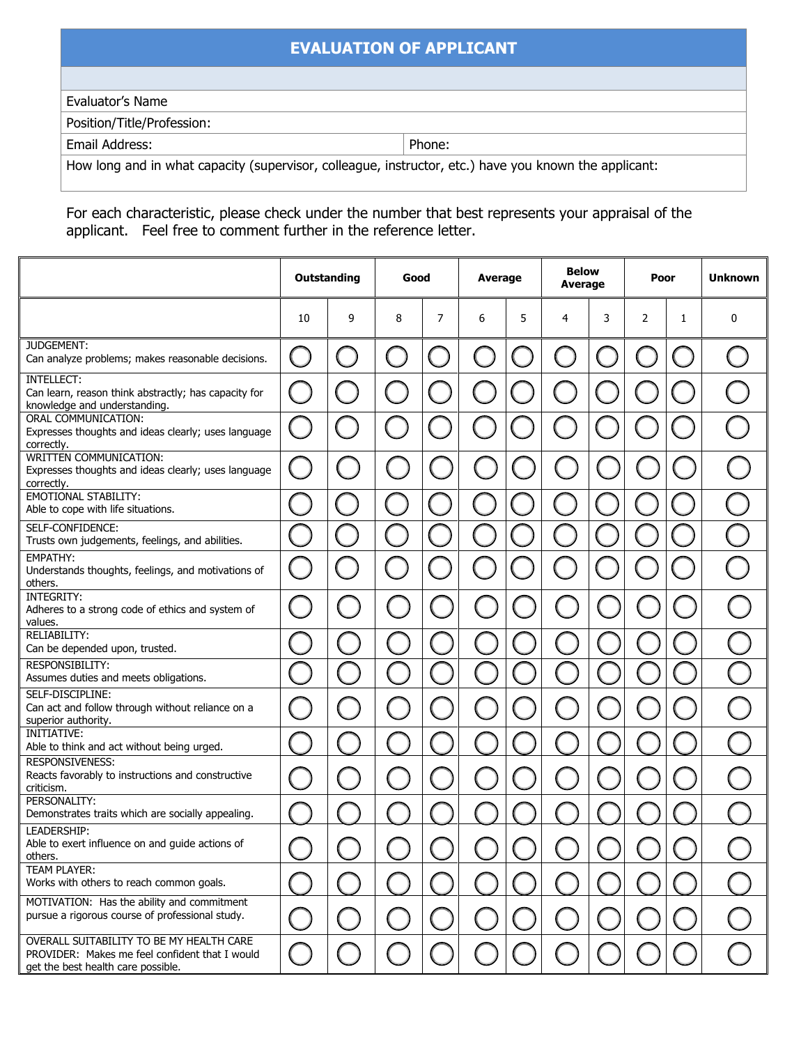## EVALUATION OF APPLICANT

| | |
|---|---|
| Evaluator's Name | |
| Position/Title/Profession: | |
| Email Address: | Phone: |
| How long and in what capacity (supervisor, colleague, instructor, etc.) have you known the applicant: | |

For each characteristic, please check under the number that best represents your appraisal of the applicant. Feel free to comment further in the reference letter.

| | Outstanding | | Good | | Average | | Below Average | | Poor | | Unknown |
|---|---|---|---|---|---|---|---|---|---|---|---|
| | 10 | 9 | 8 | 7 | 6 | 5 | 4 | 3 | 2 | 1 | 0 |
| JUDGEMENT: Can analyze problems; makes reasonable decisions. | ○ | ○ | ○ | ○ | ○ | ○ | ○ | ○ | ○ | ○ | ○ |
| INTELLECT: Can learn, reason think abstractly; has capacity for knowledge and understanding. | ○ | ○ | ○ | ○ | ○ | ○ | ○ | ○ | ○ | ○ | ○ |
| ORAL COMMUNICATION: Expresses thoughts and ideas clearly; uses language correctly. | ○ | ○ | ○ | ○ | ○ | ○ | ○ | ○ | ○ | ○ | ○ |
| WRITTEN COMMUNICATION: Expresses thoughts and ideas clearly; uses language correctly. | ○ | ○ | ○ | ○ | ○ | ○ | ○ | ○ | ○ | ○ | ○ |
| EMOTIONAL STABILITY: Able to cope with life situations. | ○ | ○ | ○ | ○ | ○ | ○ | ○ | ○ | ○ | ○ | ○ |
| SELF-CONFIDENCE: Trusts own judgements, feelings, and abilities. | ○ | ○ | ○ | ○ | ○ | ○ | ○ | ○ | ○ | ○ | ○ |
| EMPATHY: Understands thoughts, feelings, and motivations of others. | ○ | ○ | ○ | ○ | ○ | ○ | ○ | ○ | ○ | ○ | ○ |
| INTEGRITY: Adheres to a strong code of ethics and system of values. | ○ | ○ | ○ | ○ | ○ | ○ | ○ | ○ | ○ | ○ | ○ |
| RELIABILITY: Can be depended upon, trusted. | ○ | ○ | ○ | ○ | ○ | ○ | ○ | ○ | ○ | ○ | ○ |
| RESPONSIBILITY: Assumes duties and meets obligations. | ○ | ○ | ○ | ○ | ○ | ○ | ○ | ○ | ○ | ○ | ○ |
| SELF-DISCIPLINE: Can act and follow through without reliance on a superior authority. | ○ | ○ | ○ | ○ | ○ | ○ | ○ | ○ | ○ | ○ | ○ |
| INITIATIVE: Able to think and act without being urged. | ○ | ○ | ○ | ○ | ○ | ○ | ○ | ○ | ○ | ○ | ○ |
| RESPONSIVENESS: Reacts favorably to instructions and constructive criticism. | ○ | ○ | ○ | ○ | ○ | ○ | ○ | ○ | ○ | ○ | ○ |
| PERSONALITY: Demonstrates traits which are socially appealing. | ○ | ○ | ○ | ○ | ○ | ○ | ○ | ○ | ○ | ○ | ○ |
| LEADERSHIP: Able to exert influence on and guide actions of others. | ○ | ○ | ○ | ○ | ○ | ○ | ○ | ○ | ○ | ○ | ○ |
| TEAM PLAYER: Works with others to reach common goals. | ○ | ○ | ○ | ○ | ○ | ○ | ○ | ○ | ○ | ○ | ○ |
| MOTIVATION: Has the ability and commitment pursue a rigorous course of professional study. | ○ | ○ | ○ | ○ | ○ | ○ | ○ | ○ | ○ | ○ | ○ |
| OVERALL SUITABILITY TO BE MY HEALTH CARE PROVIDER: Makes me feel confident that I would get the best health care possible. | ○ | ○ | ○ | ○ | ○ | ○ | ○ | ○ | ○ | ○ | ○ |